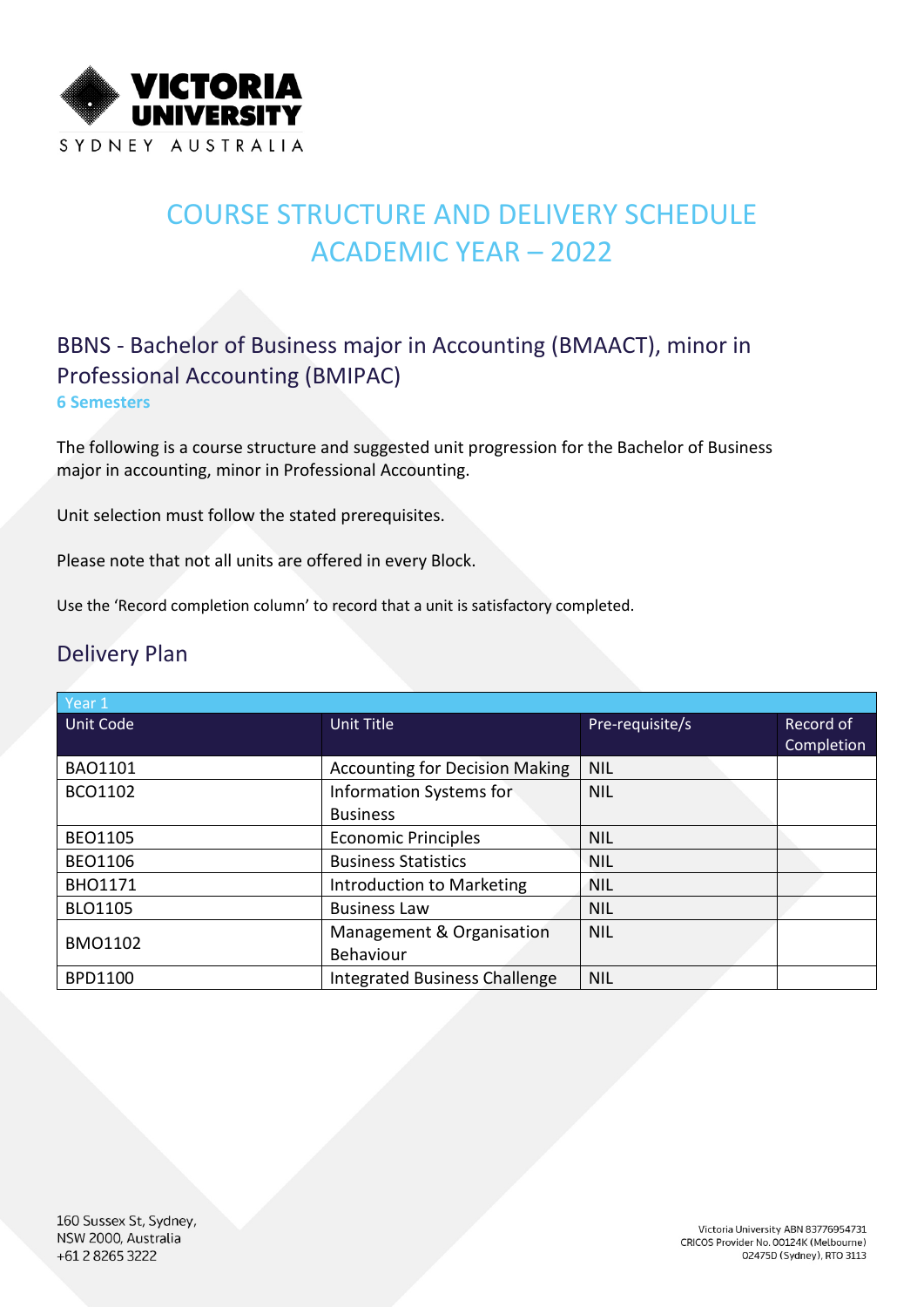# COURSE STRUCTURE AND DELIVERY SCHEDULE ACADEMIC YEAR – 2022

## BBNS - Bachelor of Business major in Accounting (BMAACT), minor in Professional Accounting (BMIPAC)

**6 Semesters**

The following is a course structure and suggested unit progression for the Bachelor of Business major in accounting, minor in Professional Accounting.

Unit selection must follow the stated prerequisites.

Please note that not all units are offered in every Block.

Use the 'Record completion column' to record that a unit is satisfactory completed.

## Delivery Plan

| Year 1 | | | |
|---|---|---|---|
| Unit Code | Unit Title | Pre-requisite/s | Record of Completion |
| BAO1101 | Accounting for Decision Making | NIL | |
| BCO1102 | Information Systems for Business | NIL | |
| BEO1105 | Economic Principles | NIL | |
| BEO1106 | Business Statistics | NIL | |
| BHO1171 | Introduction to Marketing | NIL | |
| BLO1105 | Business Law | NIL | |
| BMO1102 | Management & Organisation Behaviour | NIL | |
| BPD1100 | Integrated Business Challenge | NIL | |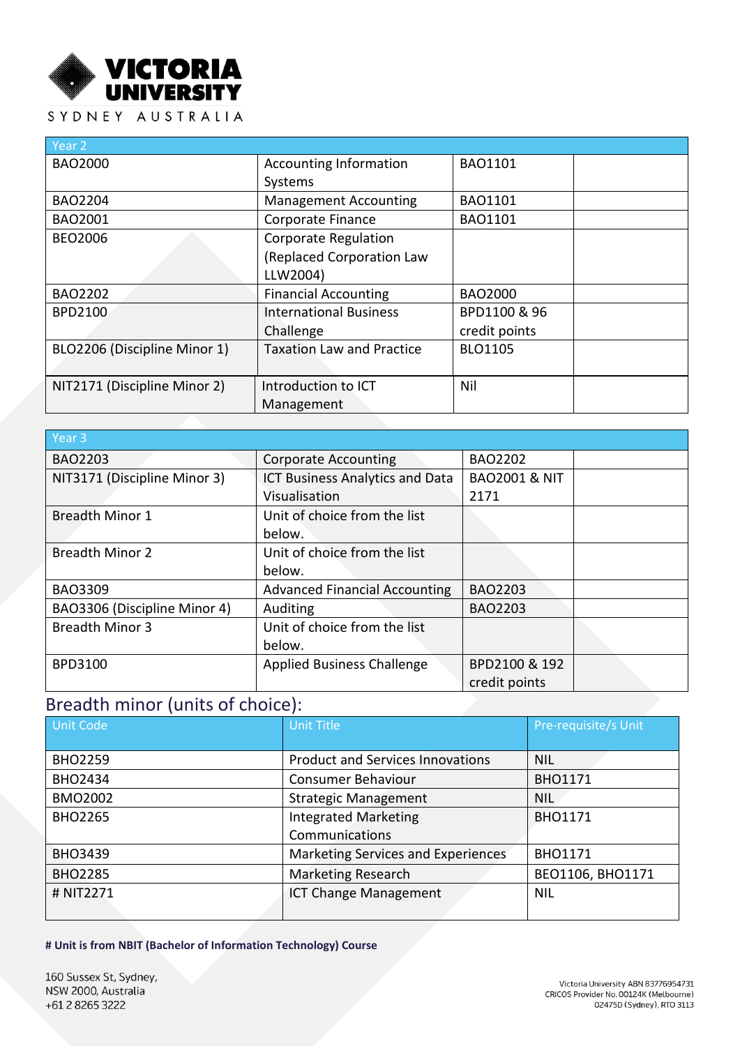| Year 2 | | | |
|---|---|---|---|
| BAO2000 | Accounting Information Systems | BAO1101 | |
| BAO2204 | Management Accounting | BAO1101 | |
| BAO2001 | Corporate Finance | BAO1101 | |
| BEO2006 | Corporate Regulation (Replaced Corporation Law LLW2004) | | |
| BAO2202 | Financial Accounting | BAO2000 | |
| BPD2100 | International Business Challenge | BPD1100 & 96 credit points | |
| BLO2206 (Discipline Minor 1) | Taxation Law and Practice | BLO1105 | |
| NIT2171 (Discipline Minor 2) | Introduction to ICT Management | Nil | |

| Year 3 | | | |
|---|---|---|---|
| BAO2203 | Corporate Accounting | BAO2202 | |
| NIT3171 (Discipline Minor 3) | ICT Business Analytics and Data Visualisation | BAO2001 & NIT 2171 | |
| Breadth Minor 1 | Unit of choice from the list below. | | |
| Breadth Minor 2 | Unit of choice from the list below. | | |
| BAO3309 | Advanced Financial Accounting | BAO2203 | |
| BAO3306 (Discipline Minor 4) | Auditing | BAO2203 | |
| Breadth Minor 3 | Unit of choice from the list below. | | |
| BPD3100 | Applied Business Challenge | BPD2100 & 192 credit points | |

## Breadth minor (units of choice):

| Unit Code | Unit Title | Pre-requisite/s Unit |
|---|---|---|
| BHO2259 | Product and Services Innovations | NIL |
| BHO2434 | Consumer Behaviour | BHO1171 |
| BMO2002 | Strategic Management | NIL |
| BHO2265 | Integrated Marketing Communications | BHO1171 |
| BHO3439 | Marketing Services and Experiences | BHO1171 |
| BHO2285 | Marketing Research | BEO1106, BHO1171 |
| # NIT2271 | ICT Change Management | NIL |

**# Unit is from NBIT (Bachelor of Information Technology) Course**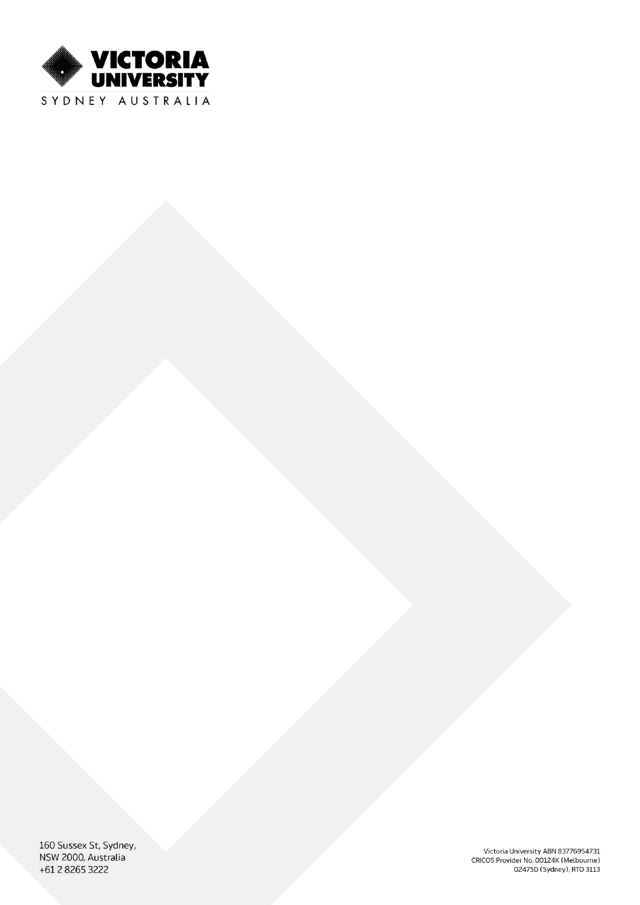VICTORIA UNIVERSITY

SYDNEY AUSTRALIA

160 Sussex St, Sydney,
NSW 2000, Australia
+61 2 8265 3222

Victoria University ABN 83776954731
CRICOS Provider No. 00124K (Melbourne)
02475D (Sydney), RTO 3113